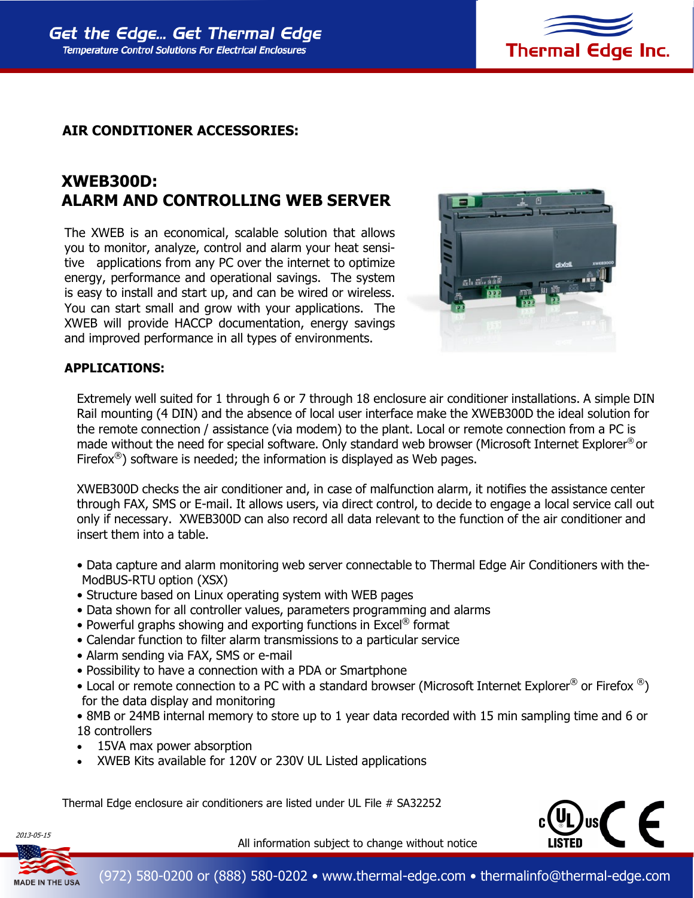## AIR CONDITIONER ACCESSORIES:

# XWEB300D:
# ALARM AND CONTROLLING WEB SERVER

The XWEB is an economical, scalable solution that allows you to monitor, analyze, control and alarm your heat sensitive applications from any PC over the internet to optimize energy, performance and operational savings. The system is easy to install and start up, and can be wired or wireless. You can start small and grow with your applications. The XWEB will provide HACCP documentation, energy savings and improved performance in all types of environments.

## APPLICATIONS:

Extremely well suited for 1 through 6 or 7 through 18 enclosure air conditioner installations. A simple DIN Rail mounting (4 DIN) and the absence of local user interface make the XWEB300D the ideal solution for the remote connection / assistance (via modem) to the plant. Local or remote connection from a PC is made without the need for special software. Only standard web browser (Microsoft Internet Explorer® or Firefox®) software is needed; the information is displayed as Web pages.

XWEB300D checks the air conditioner and, in case of malfunction alarm, it notifies the assistance center through FAX, SMS or E-mail. It allows users, via direct control, to decide to engage a local service call out only if necessary. XWEB300D can also record all data relevant to the function of the air conditioner and insert them into a table.

- Data capture and alarm monitoring web server connectable to Thermal Edge Air Conditioners with the ModBUS-RTU option (XSX)
- Structure based on Linux operating system with WEB pages
- Data shown for all controller values, parameters programming and alarms
- Powerful graphs showing and exporting functions in Excel® format
- Calendar function to filter alarm transmissions to a particular service
- Alarm sending via FAX, SMS or e-mail
- Possibility to have a connection with a PDA or Smartphone
- Local or remote connection to a PC with a standard browser (Microsoft Internet Explorer® or Firefox ®) for the data display and monitoring
- 8MB or 24MB internal memory to store up to 1 year data recorded with 15 min sampling time and 6 or 18 controllers
- 15VA max power absorption
- XWEB Kits available for 120V or 230V UL Listed applications

Thermal Edge enclosure air conditioners are listed under UL File # SA32252

c UL us LISTED CE

2013-05-15

All information subject to change without notice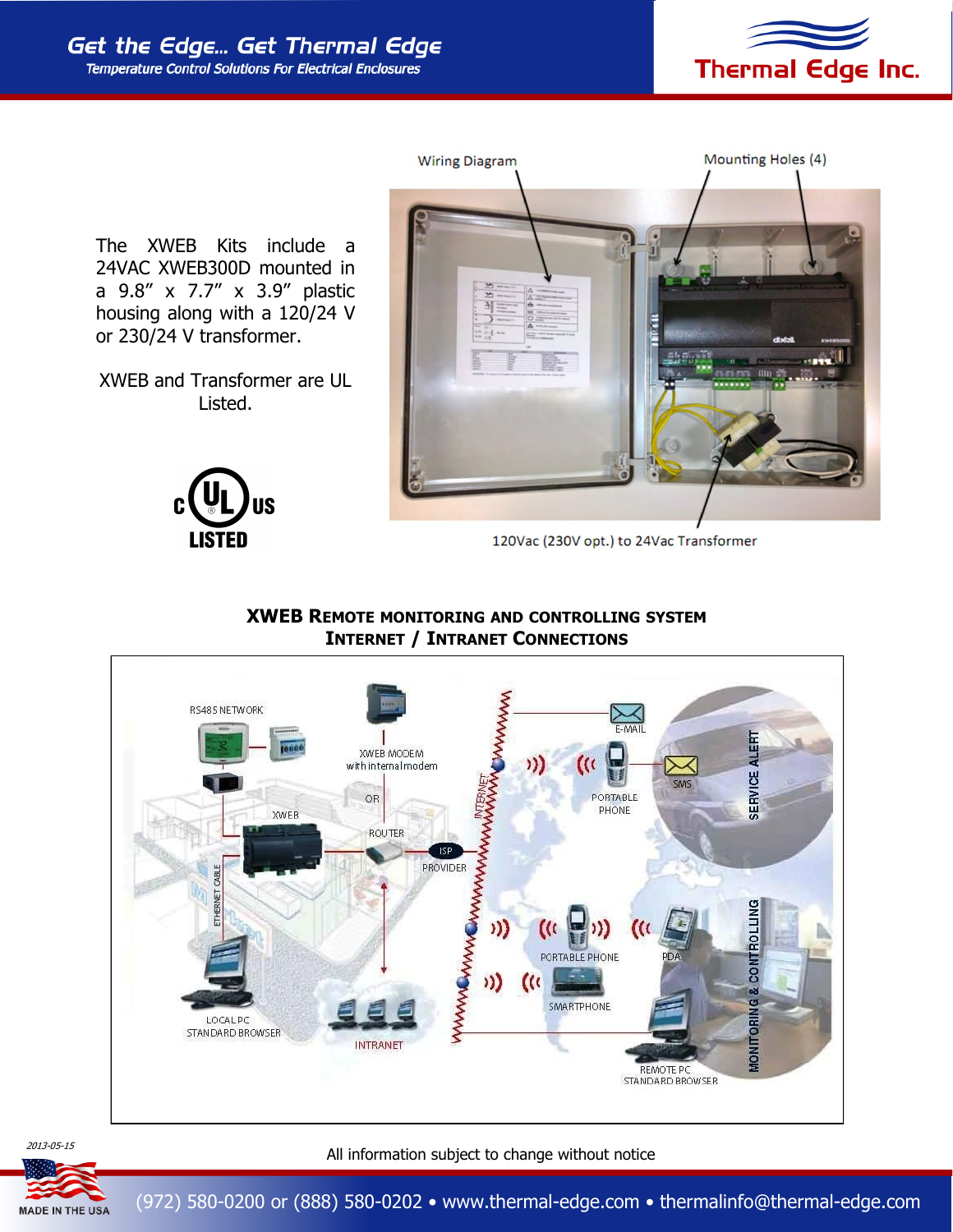The XWEB Kits include a 24VAC XWEB300D mounted in a 9.8" x 7.7" x 3.9" plastic housing along with a 120/24 V or 230/24 V transformer.

XWEB and Transformer are UL Listed.

c UL US LISTED

Wiring Diagram

Mounting Holes (4)

120Vac (230V opt.) to 24Vac Transformer

## XWEB Remote Monitoring and Controlling System
## Internet / Intranet Connections

RS485 NETWORK

XWEB MODEM
with internal modem

OR

XWEB

ROUTER

ISP
PROVIDER

INTERNET

E-MAIL

PORTABLE
PHONE

SMS

SERVICE ALERT

ETHERNET CABLE

PORTABLE PHONE

PDA

SMARTPHONE

MONITORING & CONTROLLING

LOCAL PC
STANDARD BROWSER

INTRANET

REMOTE PC
STANDARD BROWSER

2013-05-15

All information subject to change without notice